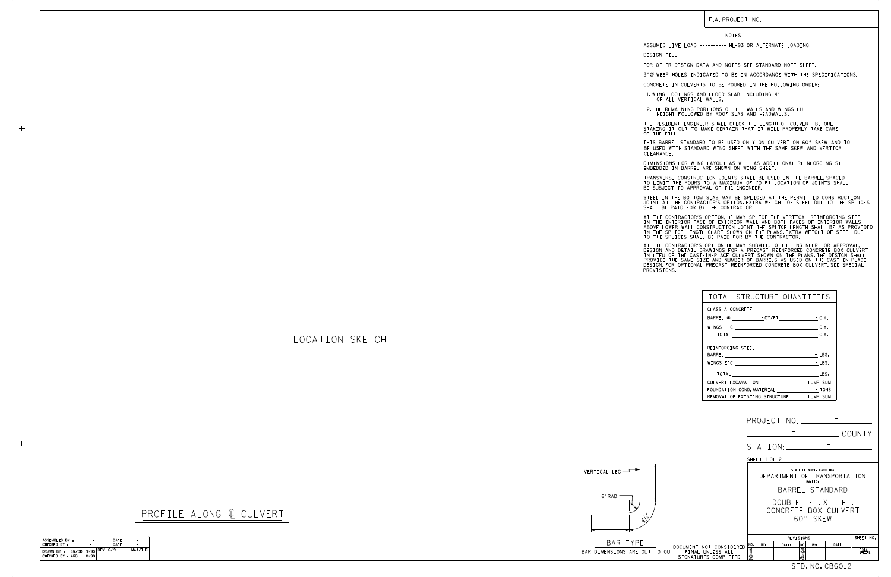F.A. PROJECT NO.

## NOTES

ASSUMED LIVE LOAD ---------- HL-93 OR ALTERNATE LOADING.

DESIGN FILL-----------------

FOR OTHER DESIGN DATA AND NOTES SEE STANDARD NOTE SHEET.

3" Ø WEEP HOLES INDICATED TO BE IN ACCORDANCE WITH THE SPECIFICATIONS.

CONCRETE IN CULVERTS TO BE POURED IN THE FOLLOWING ORDER:

1. WING FOOTINGS AND FLOOR SLAB INCLUDING 4" OF ALL VERTICAL WALLS.
2. THE REMAINING PORTIONS OF THE WALLS AND WINGS FULL HEIGHT FOLLOWED BY ROOF SLAB AND HEADWALLS.

THE RESIDENT ENGINEER SHALL CHECK THE LENGTH OF CULVERT BEFORE STAKING IT OUT TO MAKE CERTAIN THAT IT WILL PROPERLY TAKE CARE OF THE FILL.

THIS BARREL STANDARD TO BE USED ONLY ON CULVERT ON 60° SKEW AND TO BE USED WITH STANDARD WING SHEET WITH THE SAME SKEW AND VERTICAL CLEARANCE.

DIMENSIONS FOR WING LAYOUT AS WELL AS ADDITIONAL REINFORCING STEEL EMBEDDED IN BARREL ARE SHOWN ON WING SHEET.

TRANSVERSE CONSTRUCTION JOINTS SHALL BE USED IN THE BARREL, SPACED TO LIMIT THE POURS TO A MAXIMUM OF 70 FT. LOCATION OF JOINTS SHALL BE SUBJECT TO APPROVAL OF THE ENGINEER.

STEEL IN THE BOTTOM SLAB MAY BE SPLICED AT THE PERMITTED CONSTRUCTION JOINT AT THE CONTRACTOR'S OPTION. EXTRA WEIGHT OF STEEL DUE TO THE SPLICES SHALL BE PAID FOR BY THE CONTRACTOR.

AT THE CONTRACTOR'S OPTION, HE MAY SPLICE THE VERTICAL REINFORCING STEEL IN THE INTERIOR FACE OF EXTERIOR WALL AND BOTH FACES OF INTERIOR WALLS ABOVE LOWER WALL CONSTRUCTION JOINT. THE SPLICE LENGTH SHALL BE AS PROVIDED IN THE SPLICE LENGTH CHART SHOWN ON THE PLANS. EXTRA WEIGHT OF STEEL DUE TO THE SPLICES SHALL BE PAID FOR BY THE CONTRACTOR.

AT THE CONTRACTOR'S OPTION HE MAY SUBMIT, TO THE ENGINEER FOR APPROVAL, DESIGN AND DETAIL DRAWINGS FOR A PRECAST REINFORCED CONCRETE BOX CULVERT IN LIEU OF THE CAST-IN-PLACE CULVERT SHOWN ON THE PLANS. THE DESIGN SHALL PROVIDE THE SAME SIZE AND NUMBER OF BARRELS AS USED ON THE CAST-IN-PLACE DESIGN. FOR OPTIONAL PRECAST REINFORCED CONCRETE BOX CULVERT, SEE SPECIAL PROVISIONS.

## TOTAL STRUCTURE QUANTITIES

| Item | Quantity |
|---|---|
| **CLASS A CONCRETE** | |
| BARREL @ \_\_\_\_ - CY/FT | - C.Y. |
| WINGS ETC. | - C.Y. |
| TOTAL | - C.Y. |
| **REINFORCING STEEL** | |
| BARREL | - LBS. |
| WINGS ETC. | - LBS. |
| TOTAL | - LBS. |
| CULVERT EXCAVATION | LUMP SUM |
| FOUNDATION COND. MATERIAL | - TONS |
| REMOVAL OF EXISTING STRUCTURE | LUMP SUM |

LOCATION SKETCH

PROFILE ALONG ℄ CULVERT

VERTICAL LEG

6" RAD.

9½"

BAR TYPE

BAR DIMENSIONS ARE OUT TO OUT

PROJECT NO. -

- COUNTY

STATION: -

SHEET 1 OF 2

STATE OF NORTH CAROLINA
DEPARTMENT OF TRANSPORTATION
RALEIGH

BARREL STANDARD

DOUBLE FT. X FT.
CONCRETE BOX CULVERT
60° SKEW

| ASSEMBLED BY : - | DATE : - |
|---|---|
| CHECKED BY : - | DATE : - |
| DRAWN BY : BW/DD 9/90 | REV. 6/19 MAA/THC |
| CHECKED BY : ARB 10/90 | |

DOCUMENT NOT CONSIDERED FINAL UNLESS ALL SIGNATURES COMPLETED

| REVISIONS | | | | | | SHEET NO. |
|---|---|---|---|---|---|---|
| NO. | BY: | DATE: | NO. | BY: | DATE: | |
| 1 | | | 3 | | | TOTAL SHEETS |
| 2 | | | 4 | | | |

STD. NO. CB60_2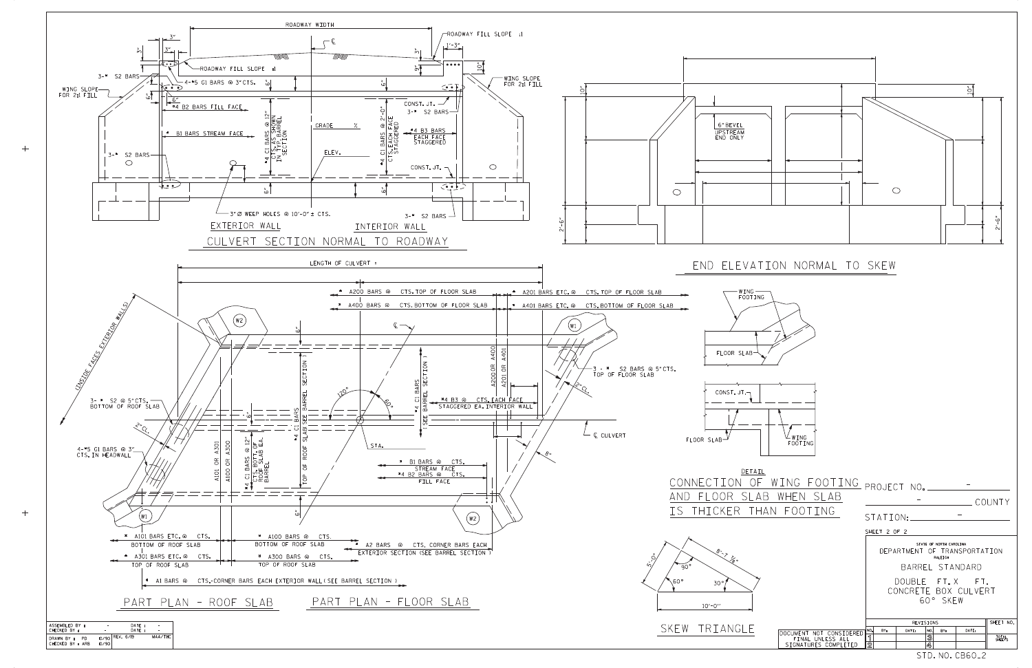## CULVERT SECTION NORMAL TO ROADWAY

ROADWAY WIDTH

℄

ROADWAY FILL SLOPE :1

ROADWAY FILL SLOPE :1

3"

3"

3"

3"

1'-3"

8"

10"

6"

6"

6"

6"

6"

3-# S2 BARS

4-#5 G1 BARS @ 3" CTS.

WING SLOPE FOR 2:1 FILL

WING SLOPE FOR 2:1 FILL

#4 B2 BARS FILL FACE

B1 BARS STREAM FACE

#4 C1 BARS @ 12" CTS. AS SHOWN IN TOP OF BARREL SECTION

#4 C1 BARS @ 2'-0" CTS. EACH FACE STAGGERED

CONST. JT.

3-# S2 BARS

#4 B3 BARS EACH FACE STAGGERED

GRADE %

ELEV.

3-# S2 BARS

CONST. JT.

3"∅ WEEP HOLES @ 10'-0" ± CTS.

3-# S2 BARS

EXTERIOR WALL

INTERIOR WALL

## END ELEVATION NORMAL TO SKEW

10"

10"

6" BEVEL UPSTREAM END ONLY

2'-6"

2'-6"

## PART PLAN - ROOF SLAB

## PART PLAN - FLOOR SLAB

LENGTH OF CULVERT =

(INSIDE FACES EXTERIOR WALLS)

* A200 BARS @ CTS. TOP OF FLOOR SLAB

* A201 BARS ETC. @ CTS. TOP OF FLOOR SLAB

* A400 BARS @ CTS. BOTTOM OF FLOOR SLAB

* A401 BARS ETC. @ CTS. BOTTOM OF FLOOR SLAB

W1

W2

W1

W2

6"

6"

6"

℄

A200 OR A400

A201 OR A401

3-# S2 BARS @ 5" CTS. TOP OF FLOOR SLAB

2" CL.

2" CL.

3-# S2 @ 5" CTS. BOTTOM OF ROOF SLAB

120°

60°

#4 B3 @ CTS. EACH FACE STAGGERED EA. INTERIOR WALL

#4 C1 BARS (SEE BARREL SECTION)

TOP OF ROOF SLAB (SEE BARREL SECTION)

#4 C1 BARS

℄ CULVERT

4-#5 G1 BARS @ 3" CTS. IN HEADWALL

STA.

A101 OR A301

#4 C1 BARS @ 12" CTS. BOTT. OF ROOF SLAB EA. BARREL

B1 BARS @ CTS. STREAM FACE

#4 B2 BARS @ CTS. FILL FACE

8"

* A101 BARS ETC. @ CTS. BOTTOM OF ROOF SLAB

* A100 BARS @ CTS. BOTTOM OF ROOF SLAB

* A2 BARS @ CTS. CORNER BARS EACH EXTERIOR SECTION (SEE BARREL SECTION)

* A301 BARS ETC. @ CTS. TOP OF ROOF SLAB

* A300 BARS @ CTS. TOP OF ROOF SLAB

* A1 BARS @ CTS.-CORNER BARS EACH EXTERIOR WALL (SEE BARREL SECTION)

## DETAIL

## CONNECTION OF WING FOOTING AND FLOOR SLAB WHEN SLAB IS THICKER THAN FOOTING

WING FOOTING

FLOOR SLAB

CONST. JT.

FLOOR SLAB

WING FOOTING

## SKEW TRIANGLE

5'-0"

8'-7 ⅞"

90°

60°

30°

10'-0"

PROJECT NO. -

- COUNTY

STATION: -

SHEET 2 OF 2

STATE OF NORTH CAROLINA
DEPARTMENT OF TRANSPORTATION
RALEIGH

BARREL STANDARD

DOUBLE FT. X FT.
CONCRETE BOX CULVERT
60° SKEW

DOCUMENT NOT CONSIDERED FINAL UNLESS ALL SIGNATURES COMPLETED

| REVISIONS | | | | | | SHEET NO. |
|---|---|---|---|---|---|---|
| NO. | BY: | DATE: | NO. | BY: | DATE: | |
| 1 | | | 3 | | | TOTAL SHEETS |
| 2 | | | 4 | | | |

| | | |
|---|---|---|
| ASSEMBLED BY : - | DATE : - | |
| CHECKED BY : - | DATE : - | |
| DRAWN BY : PD 10/90 | REV. 6/19 | MAA/THC |
| CHECKED BY : ARB 10/90 | | |

STD. NO. CB60_2